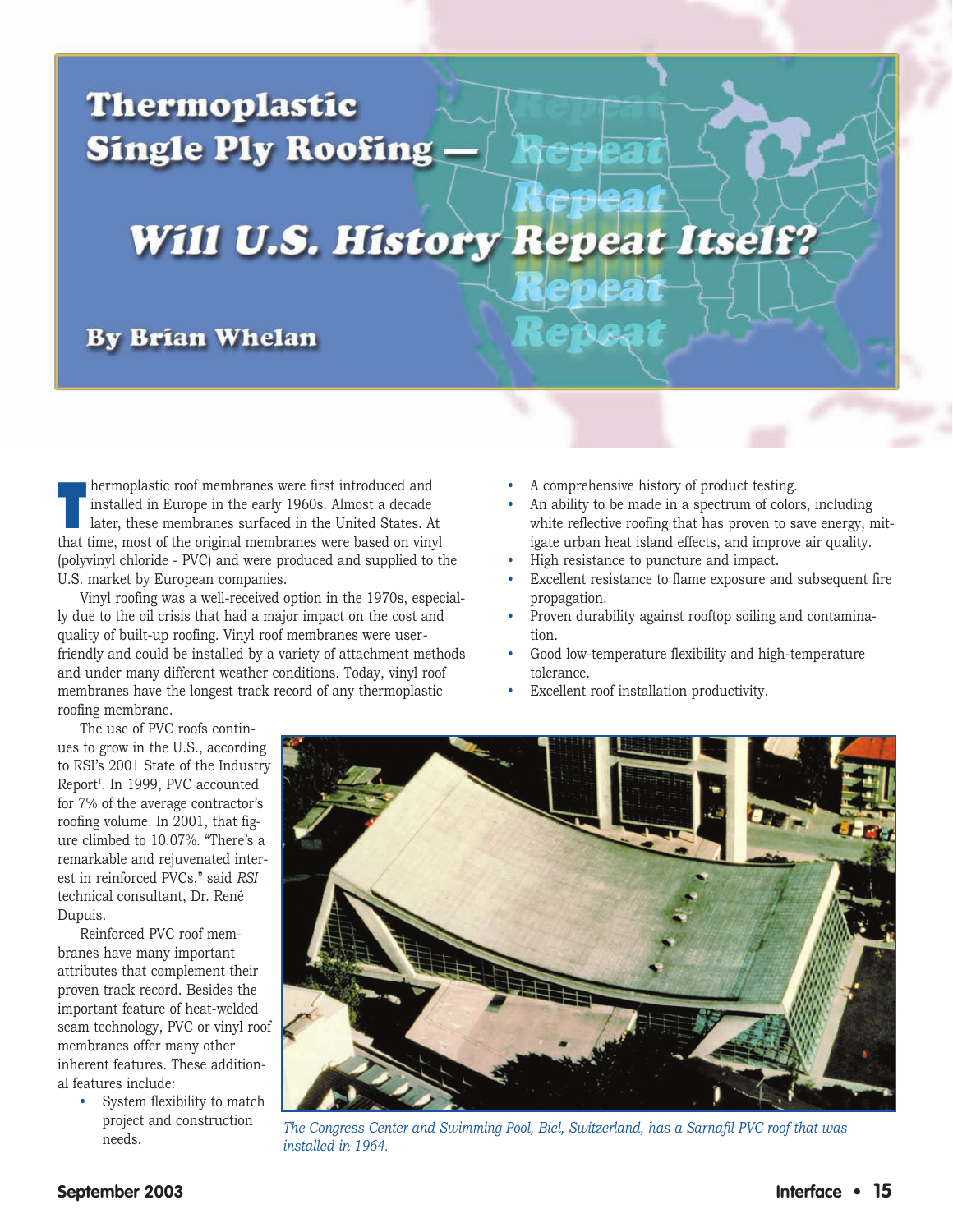# Thermoplastic Single Ply Roofing — Will U.S. History Repeat Itself?

**By Brian Whelan**

Thermoplastic roof membranes were first introduced and installed in Europe in the early 1960s. Almost a decade later, these membranes surfaced in the United States. At that time, most of the original membranes were based on vinyl (polyvinyl chloride - PVC) and were produced and supplied to the U.S. market by European companies.

Vinyl roofing was a well-received option in the 1970s, especially due to the oil crisis that had a major impact on the cost and quality of built-up roofing. Vinyl roof membranes were user-friendly and could be installed by a variety of attachment methods and under many different weather conditions. Today, vinyl roof membranes have the longest track record of any thermoplastic roofing membrane.

The use of PVC roofs continues to grow in the U.S., according to RSI's 2001 State of the Industry Report[1]. In 1999, PVC accounted for 7% of the average contractor's roofing volume. In 2001, that figure climbed to 10.07%. "There's a remarkable and rejuvenated interest in reinforced PVCs," said *RSI* technical consultant, Dr. René Dupuis.

Reinforced PVC roof membranes have many important attributes that complement their proven track record. Besides the important feature of heat-welded seam technology, PVC or vinyl roof membranes offer many other inherent features. These additional features include:

- System flexibility to match project and construction needs.
- A comprehensive history of product testing.
- An ability to be made in a spectrum of colors, including white reflective roofing that has proven to save energy, mitigate urban heat island effects, and improve air quality.
- High resistance to puncture and impact.
- Excellent resistance to flame exposure and subsequent fire propagation.
- Proven durability against rooftop soiling and contamination.
- Good low-temperature flexibility and high-temperature tolerance.
- Excellent roof installation productivity.

*The Congress Center and Swimming Pool, Biel, Switzerland, has a Sarnafil PVC roof that was installed in 1964.*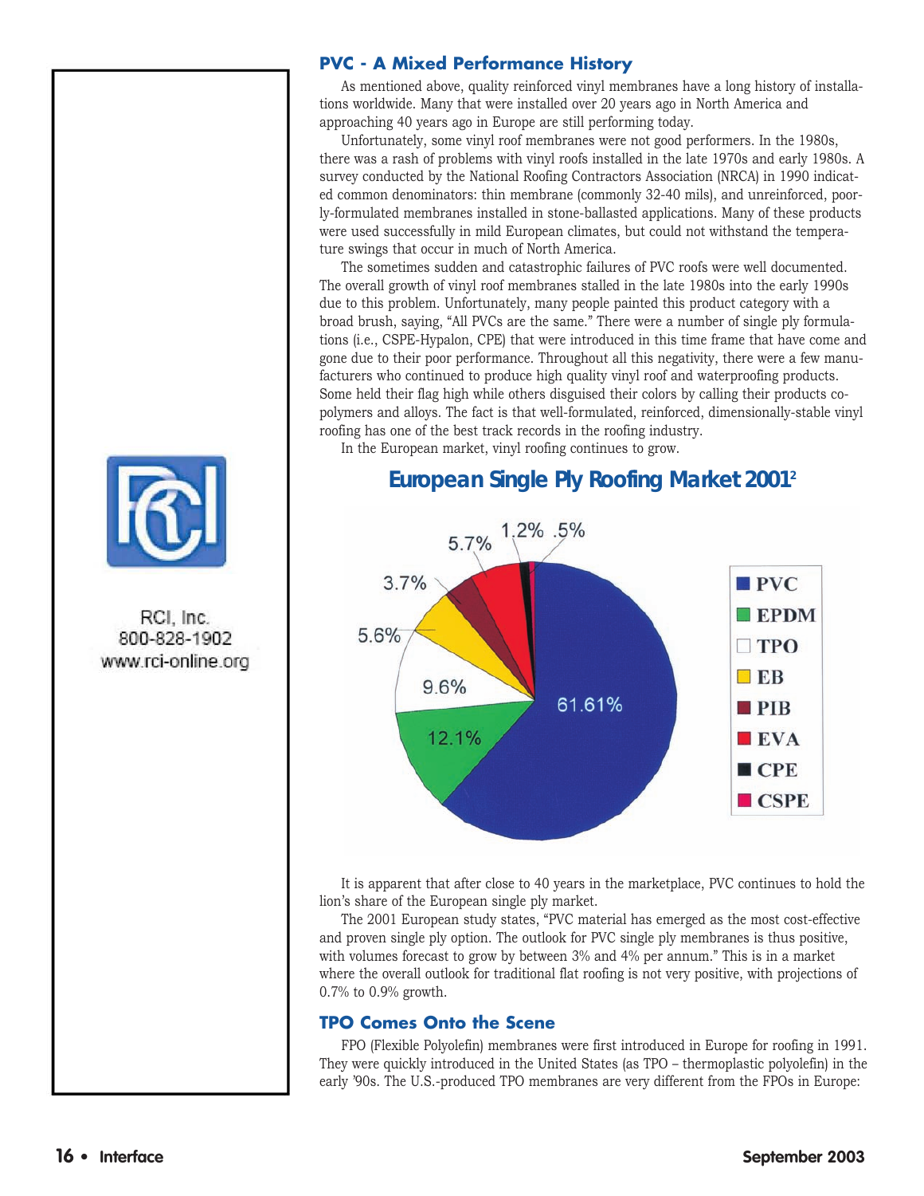## PVC - A Mixed Performance History

As mentioned above, quality reinforced vinyl membranes have a long history of installations worldwide. Many that were installed over 20 years ago in North America and approaching 40 years ago in Europe are still performing today.

Unfortunately, some vinyl roof membranes were not good performers. In the 1980s, there was a rash of problems with vinyl roofs installed in the late 1970s and early 1980s. A survey conducted by the National Roofing Contractors Association (NRCA) in 1990 indicated common denominators: thin membrane (commonly 32-40 mils), and unreinforced, poorly-formulated membranes installed in stone-ballasted applications. Many of these products were used successfully in mild European climates, but could not withstand the temperature swings that occur in much of North America.

The sometimes sudden and catastrophic failures of PVC roofs were well documented. The overall growth of vinyl roof membranes stalled in the late 1980s into the early 1990s due to this problem. Unfortunately, many people painted this product category with a broad brush, saying, "All PVCs are the same." There were a number of single ply formulations (i.e., CSPE-Hypalon, CPE) that were introduced in this time frame that have come and gone due to their poor performance. Throughout all this negativity, there were a few manufacturers who continued to produce high quality vinyl roof and waterproofing products. Some held their flag high while others disguised their colors by calling their products co-polymers and alloys. The fact is that well-formulated, reinforced, dimensionally-stable vinyl roofing has one of the best track records in the roofing industry.

In the European market, vinyl roofing continues to grow.

### European Single Ply Roofing Market 2001[2]

| Material | Share |
|---|---|
| PVC | 61.61% |
| EPDM | 12.1% |
| TPO | 9.6% |
| EB | 5.6% |
| PIB | 3.7% |
| EVA | 5.7% |
| CPE | 1.2% |
| CSPE | .5% |

It is apparent that after close to 40 years in the marketplace, PVC continues to hold the lion's share of the European single ply market.

The 2001 European study states, "PVC material has emerged as the most cost-effective and proven single ply option. The outlook for PVC single ply membranes is thus positive, with volumes forecast to grow by between 3% and 4% per annum." This is in a market where the overall outlook for traditional flat roofing is not very positive, with projections of 0.7% to 0.9% growth.

## TPO Comes Onto the Scene

FPO (Flexible Polyolefin) membranes were first introduced in Europe for roofing in 1991. They were quickly introduced in the United States (as TPO – thermoplastic polyolefin) in the early '90s. The U.S.-produced TPO membranes are very different from the FPOs in Europe:

RCI, Inc.
800-828-1902
www.rci-online.org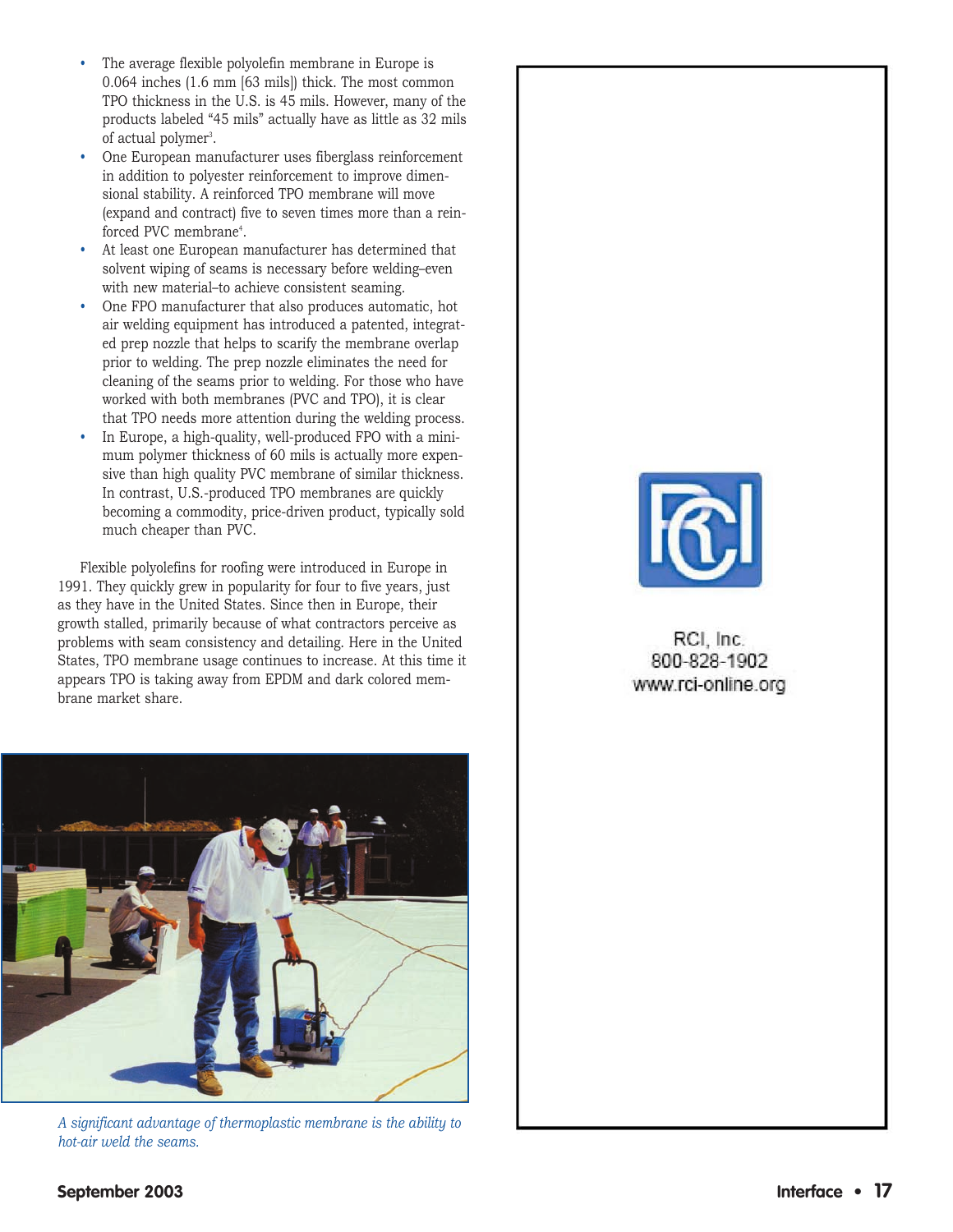- The average flexible polyolefin membrane in Europe is 0.064 inches (1.6 mm [63 mils]) thick. The most common TPO thickness in the U.S. is 45 mils. However, many of the products labeled "45 mils" actually have as little as 32 mils of actual polymer[3].
- One European manufacturer uses fiberglass reinforcement in addition to polyester reinforcement to improve dimensional stability. A reinforced TPO membrane will move (expand and contract) five to seven times more than a reinforced PVC membrane[4].
- At least one European manufacturer has determined that solvent wiping of seams is necessary before welding–even with new material–to achieve consistent seaming.
- One FPO manufacturer that also produces automatic, hot air welding equipment has introduced a patented, integrated prep nozzle that helps to scarify the membrane overlap prior to welding. The prep nozzle eliminates the need for cleaning of the seams prior to welding. For those who have worked with both membranes (PVC and TPO), it is clear that TPO needs more attention during the welding process.
- In Europe, a high-quality, well-produced FPO with a minimum polymer thickness of 60 mils is actually more expensive than high quality PVC membrane of similar thickness. In contrast, U.S.-produced TPO membranes are quickly becoming a commodity, price-driven product, typically sold much cheaper than PVC.

Flexible polyolefins for roofing were introduced in Europe in 1991. They quickly grew in popularity for four to five years, just as they have in the United States. Since then in Europe, their growth stalled, primarily because of what contractors perceive as problems with seam consistency and detailing. Here in the United States, TPO membrane usage continues to increase. At this time it appears TPO is taking away from EPDM and dark colored membrane market share.

*A significant advantage of thermoplastic membrane is the ability to hot-air weld the seams.*

RCI, Inc.
800-828-1902
www.rci-online.org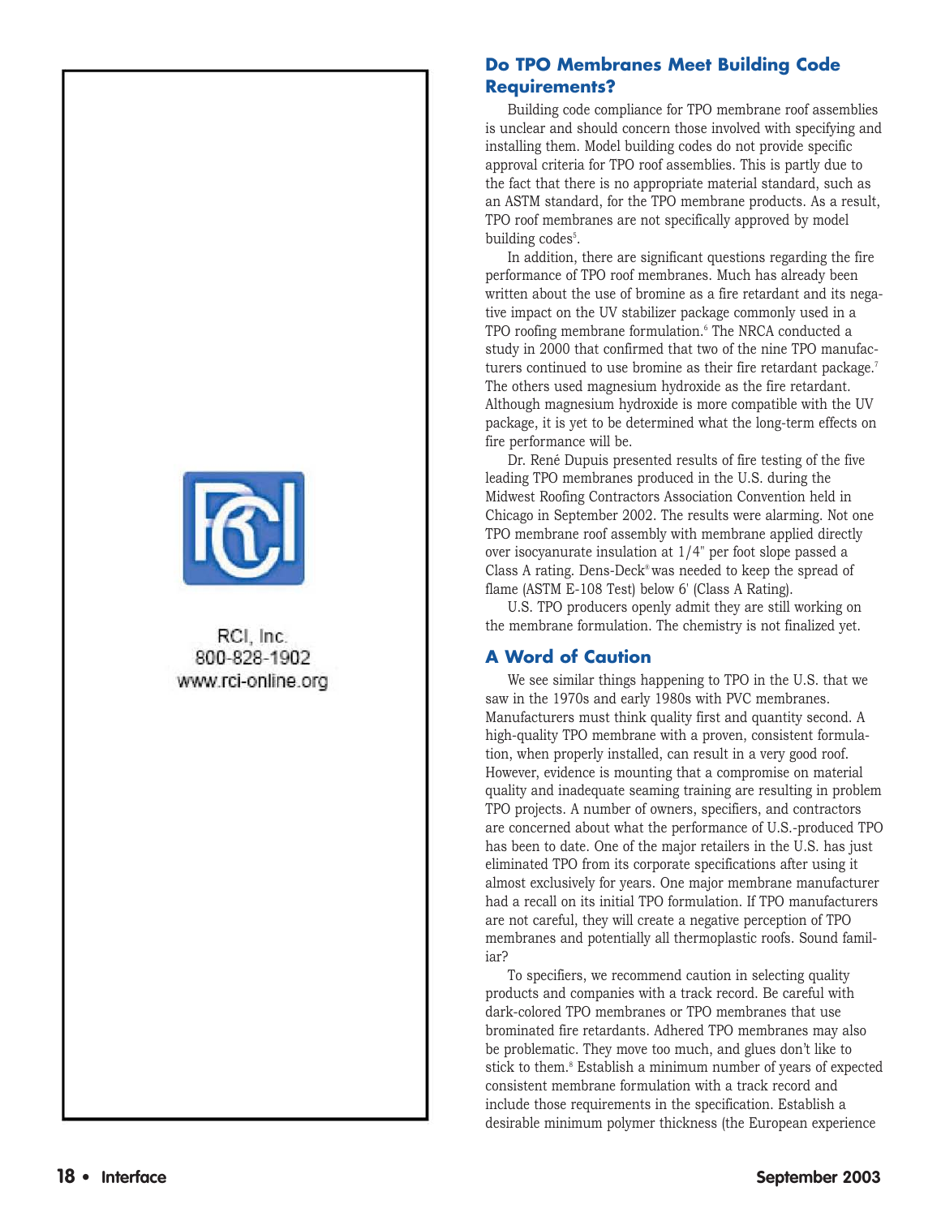RCI, Inc.
800-828-1902
www.rci-online.org

## Do TPO Membranes Meet Building Code Requirements?

Building code compliance for TPO membrane roof assemblies is unclear and should concern those involved with specifying and installing them. Model building codes do not provide specific approval criteria for TPO roof assemblies. This is partly due to the fact that there is no appropriate material standard, such as an ASTM standard, for the TPO membrane products. As a result, TPO roof membranes are not specifically approved by model building codes[5].

In addition, there are significant questions regarding the fire performance of TPO roof membranes. Much has already been written about the use of bromine as a fire retardant and its negative impact on the UV stabilizer package commonly used in a TPO roofing membrane formulation.[6] The NRCA conducted a study in 2000 that confirmed that two of the nine TPO manufacturers continued to use bromine as their fire retardant package.[7] The others used magnesium hydroxide as the fire retardant. Although magnesium hydroxide is more compatible with the UV package, it is yet to be determined what the long-term effects on fire performance will be.

Dr. René Dupuis presented results of fire testing of the five leading TPO membranes produced in the U.S. during the Midwest Roofing Contractors Association Convention held in Chicago in September 2002. The results were alarming. Not one TPO membrane roof assembly with membrane applied directly over isocyanurate insulation at 1/4" per foot slope passed a Class A rating. Dens-Deck® was needed to keep the spread of flame (ASTM E-108 Test) below 6' (Class A Rating).

U.S. TPO producers openly admit they are still working on the membrane formulation. The chemistry is not finalized yet.

## A Word of Caution

We see similar things happening to TPO in the U.S. that we saw in the 1970s and early 1980s with PVC membranes. Manufacturers must think quality first and quantity second. A high-quality TPO membrane with a proven, consistent formulation, when properly installed, can result in a very good roof. However, evidence is mounting that a compromise on material quality and inadequate seaming training are resulting in problem TPO projects. A number of owners, specifiers, and contractors are concerned about what the performance of U.S.-produced TPO has been to date. One of the major retailers in the U.S. has just eliminated TPO from its corporate specifications after using it almost exclusively for years. One major membrane manufacturer had a recall on its initial TPO formulation. If TPO manufacturers are not careful, they will create a negative perception of TPO membranes and potentially all thermoplastic roofs. Sound familiar?

To specifiers, we recommend caution in selecting quality products and companies with a track record. Be careful with dark-colored TPO membranes or TPO membranes that use brominated fire retardants. Adhered TPO membranes may also be problematic. They move too much, and glues don't like to stick to them.[8] Establish a minimum number of years of expected consistent membrane formulation with a track record and include those requirements in the specification. Establish a desirable minimum polymer thickness (the European experience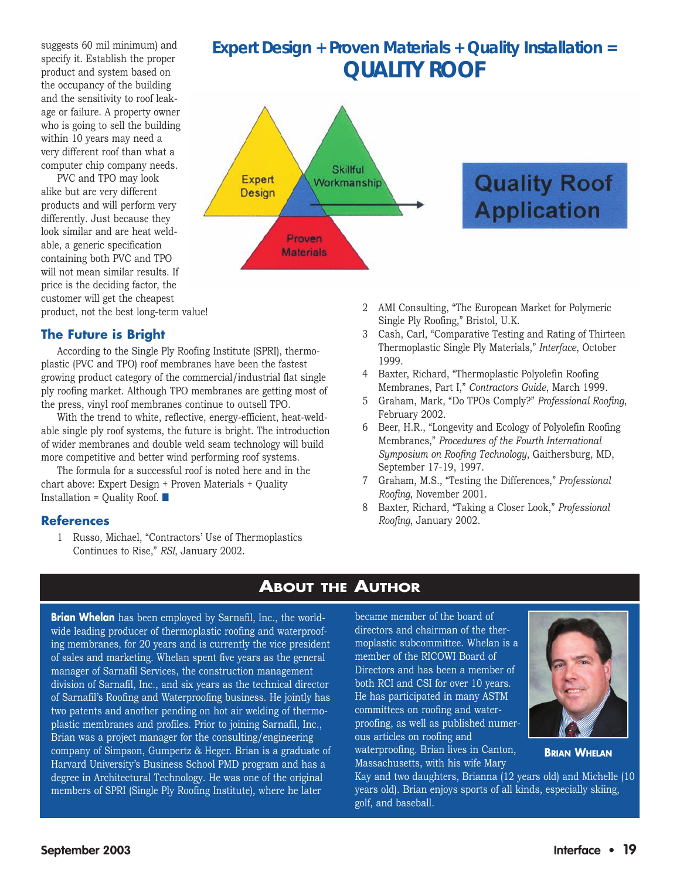suggests 60 mil minimum) and specify it. Establish the proper product and system based on the occupancy of the building and the sensitivity to roof leakage or failure. A property owner who is going to sell the building within 10 years may need a very different roof than what a computer chip company needs.

PVC and TPO may look alike but are very different products and will perform very differently. Just because they look similar and are heat weldable, a generic specification containing both PVC and TPO will not mean similar results. If price is the deciding factor, the customer will get the cheapest product, not the best long-term value!

## Expert Design + Proven Materials + Quality Installation = QUALITY ROOF

Expert Design

Skillful Workmanship

Proven Materials

Quality Roof Application

## The Future is Bright

According to the Single Ply Roofing Institute (SPRI), thermoplastic (PVC and TPO) roof membranes have been the fastest growing product category of the commercial/industrial flat single ply roofing market. Although TPO membranes are getting most of the press, vinyl roof membranes continue to outsell TPO.

With the trend to white, reflective, energy-efficient, heat-weldable single ply roof systems, the future is bright. The introduction of wider membranes and double weld seam technology will build more competitive and better wind performing roof systems.

The formula for a successful roof is noted here and in the chart above: Expert Design + Proven Materials + Quality Installation = Quality Roof. ■

## References

1. Russo, Michael, "Contractors' Use of Thermoplastics Continues to Rise," *RSI*, January 2002.
2. AMI Consulting, "The European Market for Polymeric Single Ply Roofing," Bristol, U.K.
3. Cash, Carl, "Comparative Testing and Rating of Thirteen Thermoplastic Single Ply Materials," *Interface*, October 1999.
4. Baxter, Richard, "Thermoplastic Polyolefin Roofing Membranes, Part I," *Contractors Guide*, March 1999.
5. Graham, Mark, "Do TPOs Comply?" *Professional Roofing*, February 2002.
6. Beer, H.R., "Longevity and Ecology of Polyolefin Roofing Membranes," *Procedures of the Fourth International Symposium on Roofing Technology*, Gaithersburg, MD, September 17-19, 1997.
7. Graham, M.S., "Testing the Differences," *Professional Roofing*, November 2001.
8. Baxter, Richard, "Taking a Closer Look," *Professional Roofing*, January 2002.

## About the Author

**Brian Whelan** has been employed by Sarnafil, Inc., the worldwide leading producer of thermoplastic roofing and waterproofing membranes, for 20 years and is currently the vice president of sales and marketing. Whelan spent five years as the general manager of Sarnafil Services, the construction management division of Sarnafil, Inc., and six years as the technical director of Sarnafil's Roofing and Waterproofing business. He jointly has two patents and another pending on hot air welding of thermoplastic membranes and profiles. Prior to joining Sarnafil, Inc., Brian was a project manager for the consulting/engineering company of Simpson, Gumpertz & Heger. Brian is a graduate of Harvard University's Business School PMD program and has a degree in Architectural Technology. He was one of the original members of SPRI (Single Ply Roofing Institute), where he later became member of the board of directors and chairman of the thermoplastic subcommittee. Whelan is a member of the RICOWI Board of Directors and has been a member of both RCI and CSI for over 10 years. He has participated in many ASTM committees on roofing and waterproofing, as well as published numerous articles on roofing and waterproofing. Brian lives in Canton, Massachusetts, with his wife Mary Kay and two daughters, Brianna (12 years old) and Michelle (10 years old). Brian enjoys sports of all kinds, especially skiing, golf, and baseball.

BRIAN WHELAN